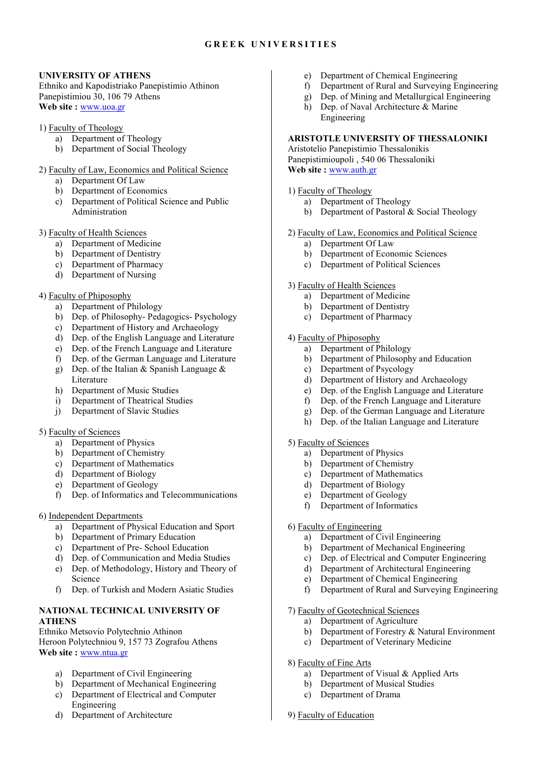# GREEK UNIVERSITIES

## UNIVERSITY OF ATHENS

Ethniko and Kapodistriako Panepistimio Athinon
Panepistimiou 30, 106 79 Athens
**Web site :** www.uoa.gr

1) Faculty of Theology
   a) Department of Theology
   b) Department of Social Theology

2) Faculty of Law, Economics and Political Science
   a) Department Of Law
   b) Department of Economics
   c) Department of Political Science and Public Administration

3) Faculty of Health Sciences
   a) Department of Medicine
   b) Department of Dentistry
   c) Department of Pharmacy
   d) Department of Nursing

4) Faculty of Phiposophy
   a) Department of Philology
   b) Dep. of Philosophy- Pedagogics- Psychology
   c) Department of History and Archaeology
   d) Dep. of the English Language and Literature
   e) Dep. of the French Language and Literature
   f) Dep. of the German Language and Literature
   g) Dep. of the Italian & Spanish Language & Literature
   h) Department of Music Studies
   i) Department of Theatrical Studies
   j) Department of Slavic Studies

5) Faculty of Sciences
   a) Department of Physics
   b) Department of Chemistry
   c) Department of Mathematics
   d) Department of Biology
   e) Department of Geology
   f) Dep. of Informatics and Telecommunications

6) Independent Departments
   a) Department of Physical Education and Sport
   b) Department of Primary Education
   c) Department of Pre- School Education
   d) Dep. of Communication and Media Studies
   e) Dep. of Methodology, History and Theory of Science
   f) Dep. of Turkish and Modern Asiatic Studies

## NATIONAL TECHNICAL UNIVERSITY OF ATHENS

Ethniko Metsovio Polytechnio Athinon
Heroon Polytechniou 9, 157 73 Zografou Athens
**Web site :** www.ntua.gr

a) Department of Civil Engineering
b) Department of Mechanical Engineering
c) Department of Electrical and Computer Engineering
d) Department of Architecture
e) Department of Chemical Engineering
f) Department of Rural and Surveying Engineering
g) Dep. of Mining and Metallurgical Engineering
h) Dep. of Naval Architecture & Marine Engineering

## ARISTOTLE UNIVERSITY OF THESSALONIKI

Aristotelio Panepistimio Thessalonikis
Panepistimioupoli , 540 06 Thessaloniki
**Web site :** www.auth.gr

1) Faculty of Theology
   a) Department of Theology
   b) Department of Pastoral & Social Theology

2) Faculty of Law, Economics and Political Science
   a) Department Of Law
   b) Department of Economic Sciences
   c) Department of Political Sciences

3) Faculty of Health Sciences
   a) Department of Medicine
   b) Department of Dentistry
   c) Department of Pharmacy

4) Faculty of Phiposophy
   a) Department of Philology
   b) Department of Philosophy and Education
   c) Department of Psycology
   d) Department of History and Archaeology
   e) Dep. of the English Language and Literature
   f) Dep. of the French Language and Literature
   g) Dep. of the German Language and Literature
   h) Dep. of the Italian Language and Literature

5) Faculty of Sciences
   a) Department of Physics
   b) Department of Chemistry
   c) Department of Mathematics
   d) Department of Biology
   e) Department of Geology
   f) Department of Informatics

6) Faculty of Engineering
   a) Department of Civil Engineering
   b) Department of Mechanical Engineering
   c) Dep. of Electrical and Computer Engineering
   d) Department of Architectural Engineering
   e) Department of Chemical Engineering
   f) Department of Rural and Surveying Engineering

7) Faculty of Geotechnical Sciences
   a) Department of Agriculture
   b) Department of Forestry & Natural Environment
   c) Department of Veterinary Medicine

8) Faculty of Fine Arts
   a) Department of Visual & Applied Arts
   b) Department of Musical Studies
   c) Department of Drama

9) Faculty of Education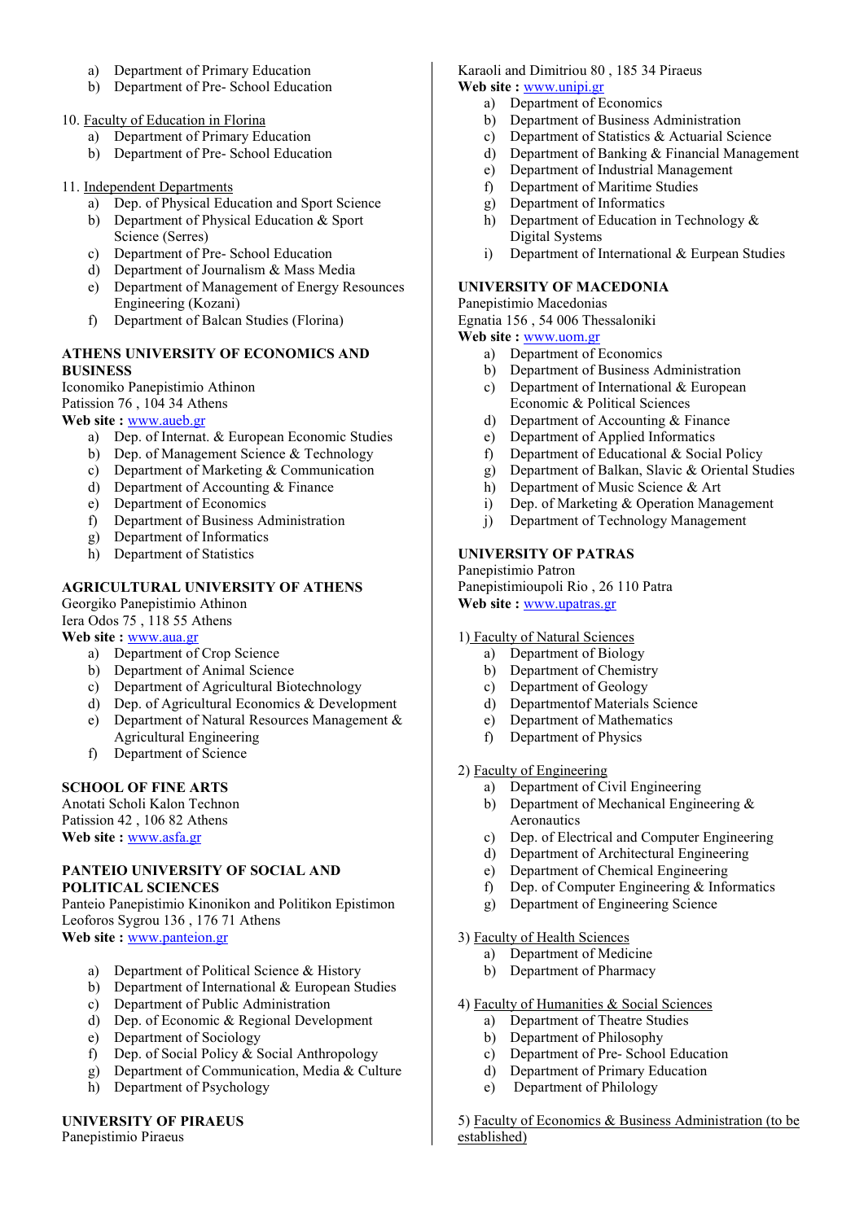a) Department of Primary Education
b) Department of Pre- School Education

10. Faculty of Education in Florina
a) Department of Primary Education
b) Department of Pre- School Education

11. Independent Departments
a) Dep. of Physical Education and Sport Science
b) Department of Physical Education & Sport Science (Serres)
c) Department of Pre- School Education
d) Department of Journalism & Mass Media
e) Department of Management of Energy Resources Engineering (Kozani)
f) Department of Balcan Studies (Florina)

**ATHENS UNIVERSITY OF ECONOMICS AND BUSINESS**
Iconomiko Panepistimio Athinon
Patission 76 , 104 34 Athens
**Web site :** www.aueb.gr
a) Dep. of Internat. & European Economic Studies
b) Dep. of Management Science & Technology
c) Department of Marketing & Communication
d) Department of Accounting & Finance
e) Department of Economics
f) Department of Business Administration
g) Department of Informatics
h) Department of Statistics

**AGRICULTURAL UNIVERSITY OF ATHENS**
Georgiko Panepistimio Athinon
Iera Odos 75 , 118 55 Athens
**Web site :** www.aua.gr
a) Department of Crop Science
b) Department of Animal Science
c) Department of Agricultural Biotechnology
d) Dep. of Agricultural Economics & Development
e) Department of Natural Resources Management & Agricultural Engineering
f) Department of Science

**SCHOOL OF FINE ARTS**
Anotati Scholi Kalon Technon
Patission 42 , 106 82 Athens
**Web site :** www.asfa.gr

**PANTEIO UNIVERSITY OF SOCIAL AND POLITICAL SCIENCES**
Panteio Panepistimio Kinonikon and Politikon Epistimon
Leoforos Sygrou 136 , 176 71 Athens
**Web site :** www.panteion.gr

a) Department of Political Science & History
b) Department of International & European Studies
c) Department of Public Administration
d) Dep. of Economic & Regional Development
e) Department of Sociology
f) Dep. of Social Policy & Social Anthropology
g) Department of Communication, Media & Culture
h) Department of Psychology

**UNIVERSITY OF PIRAEUS**
Panepistimio Piraeus
Karaoli and Dimitriou 80 , 185 34 Piraeus
**Web site :** www.unipi.gr
a) Department of Economics
b) Department of Business Administration
c) Department of Statistics & Actuarial Science
d) Department of Banking & Financial Management
e) Department of Industrial Management
f) Department of Maritime Studies
g) Department of Informatics
h) Department of Education in Technology & Digital Systems
i) Department of International & Eurpean Studies

**UNIVERSITY OF MACEDONIA**
Panepistimio Macedonias
Egnatia 156 , 54 006 Thessaloniki
**Web site :** www.uom.gr
a) Department of Economics
b) Department of Business Administration
c) Department of International & European Economic & Political Sciences
d) Department of Accounting & Finance
e) Department of Applied Informatics
f) Department of Educational & Social Policy
g) Department of Balkan, Slavic & Oriental Studies
h) Department of Music Science & Art
i) Dep. of Marketing & Operation Management
j) Department of Technology Management

**UNIVERSITY OF PATRAS**
Panepistimio Patron
Panepistimioupoli Rio , 26 110 Patra
**Web site :** www.upatras.gr

1) Faculty of Natural Sciences
a) Department of Biology
b) Department of Chemistry
c) Department of Geology
d) Departmentof Materials Science
e) Department of Mathematics
f) Department of Physics

2) Faculty of Engineering
a) Department of Civil Engineering
b) Department of Mechanical Engineering & Aeronautics
c) Dep. of Electrical and Computer Engineering
d) Department of Architectural Engineering
e) Department of Chemical Engineering
f) Dep. of Computer Engineering & Informatics
g) Department of Engineering Science

3) Faculty of Health Sciences
a) Department of Medicine
b) Department of Pharmacy

4) Faculty of Humanities & Social Sciences
a) Department of Theatre Studies
b) Department of Philosophy
c) Department of Pre- School Education
d) Department of Primary Education
e) Department of Philology

5) Faculty of Economics & Business Administration (to be established)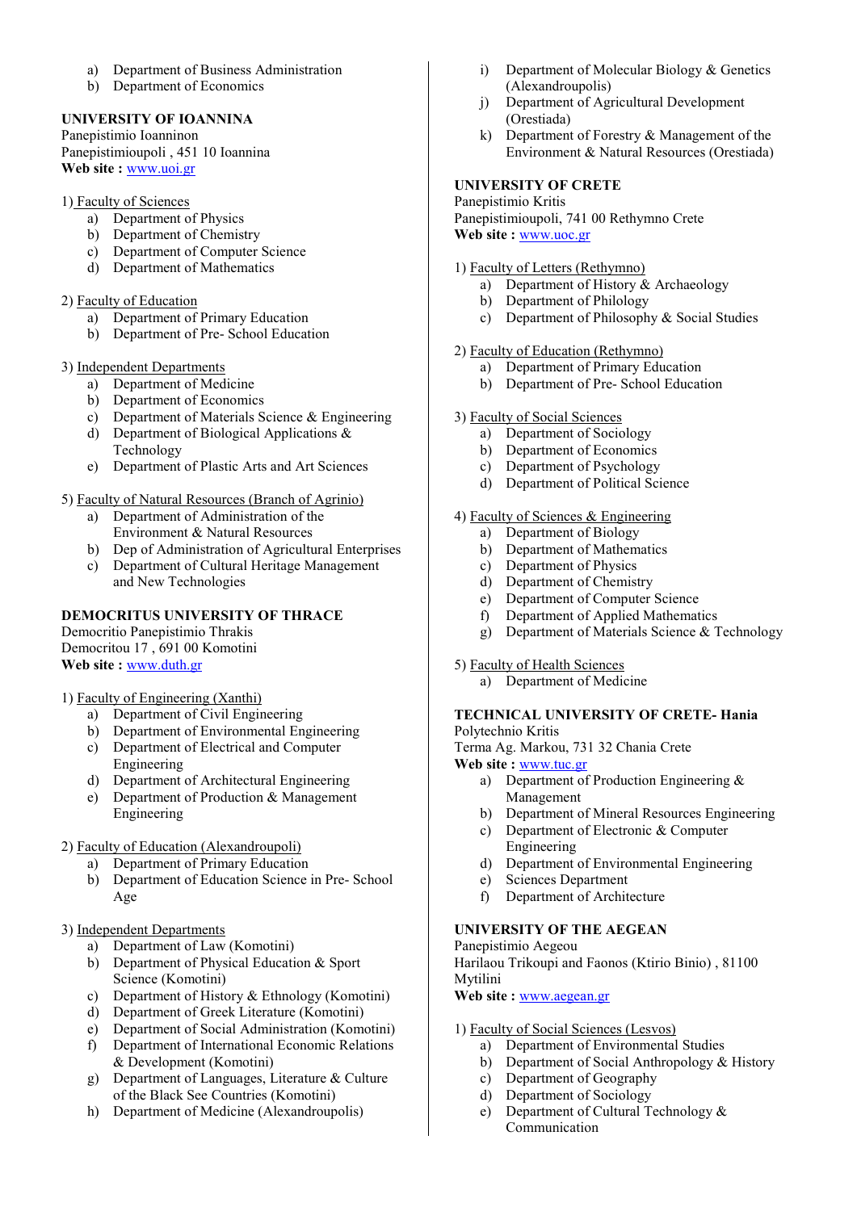a) Department of Business Administration
b) Department of Economics

**UNIVERSITY OF IOANNINA**
Panepistimio Ioanninon
Panepistimioupoli , 451 10 Ioannina
**Web site :** www.uoi.gr

1) Faculty of Sciences
   a) Department of Physics
   b) Department of Chemistry
   c) Department of Computer Science
   d) Department of Mathematics

2) Faculty of Education
   a) Department of Primary Education
   b) Department of Pre- School Education

3) Independent Departments
   a) Department of Medicine
   b) Department of Economics
   c) Department of Materials Science & Engineering
   d) Department of Biological Applications & Technology
   e) Department of Plastic Arts and Art Sciences

5) Faculty of Natural Resources (Branch of Agrinio)
   a) Department of Administration of the Environment & Natural Resources
   b) Dep of Administration of Agricultural Enterprises
   c) Department of Cultural Heritage Management and New Technologies

**DEMOCRITUS UNIVERSITY OF THRACE**
Democritio Panepistimio Thrakis
Democritou 17 , 691 00 Komotini
**Web site :** www.duth.gr

1) Faculty of Engineering (Xanthi)
   a) Department of Civil Engineering
   b) Department of Environmental Engineering
   c) Department of Electrical and Computer Engineering
   d) Department of Architectural Engineering
   e) Department of Production & Management Engineering

2) Faculty of Education (Alexandroupoli)
   a) Department of Primary Education
   b) Department of Education Science in Pre- School Age

3) Independent Departments
   a) Department of Law (Komotini)
   b) Department of Physical Education & Sport Science (Komotini)
   c) Department of History & Ethnology (Komotini)
   d) Department of Greek Literature (Komotini)
   e) Department of Social Administration (Komotini)
   f) Department of International Economic Relations & Development (Komotini)
   g) Department of Languages, Literature & Culture of the Black See Countries (Komotini)
   h) Department of Medicine (Alexandroupolis)
   i) Department of Molecular Biology & Genetics (Alexandroupolis)
   j) Department of Agricultural Development (Orestiada)
   k) Department of Forestry & Management of the Environment & Natural Resources (Orestiada)

**UNIVERSITY OF CRETE**
Panepistimio Kritis
Panepistimioupoli, 741 00 Rethymno Crete
**Web site :** www.uoc.gr

1) Faculty of Letters (Rethymno)
   a) Department of History & Archaeology
   b) Department of Philology
   c) Department of Philosophy & Social Studies

2) Faculty of Education (Rethymno)
   a) Department of Primary Education
   b) Department of Pre- School Education

3) Faculty of Social Sciences
   a) Department of Sociology
   b) Department of Economics
   c) Department of Psychology
   d) Department of Political Science

4) Faculty of Sciences & Engineering
   a) Department of Biology
   b) Department of Mathematics
   c) Department of Physics
   d) Department of Chemistry
   e) Department of Computer Science
   f) Department of Applied Mathematics
   g) Department of Materials Science & Technology

5) Faculty of Health Sciences
   a) Department of Medicine

**TECHNICAL UNIVERSITY OF CRETE- Hania**
Polytechnio Kritis
Terma Ag. Markou, 731 32 Chania Crete
**Web site :** www.tuc.gr
   a) Department of Production Engineering & Management
   b) Department of Mineral Resources Engineering
   c) Department of Electronic & Computer Engineering
   d) Department of Environmental Engineering
   e) Sciences Department
   f) Department of Architecture

**UNIVERSITY OF THE AEGEAN**
Panepistimio Aegeou
Harilaou Trikoupi and Faonos (Ktirio Binio) , 81100 Mytilini
**Web site :** www.aegean.gr

1) Faculty of Social Sciences (Lesvos)
   a) Department of Environmental Studies
   b) Department of Social Anthropology & History
   c) Department of Geography
   d) Department of Sociology
   e) Department of Cultural Technology & Communication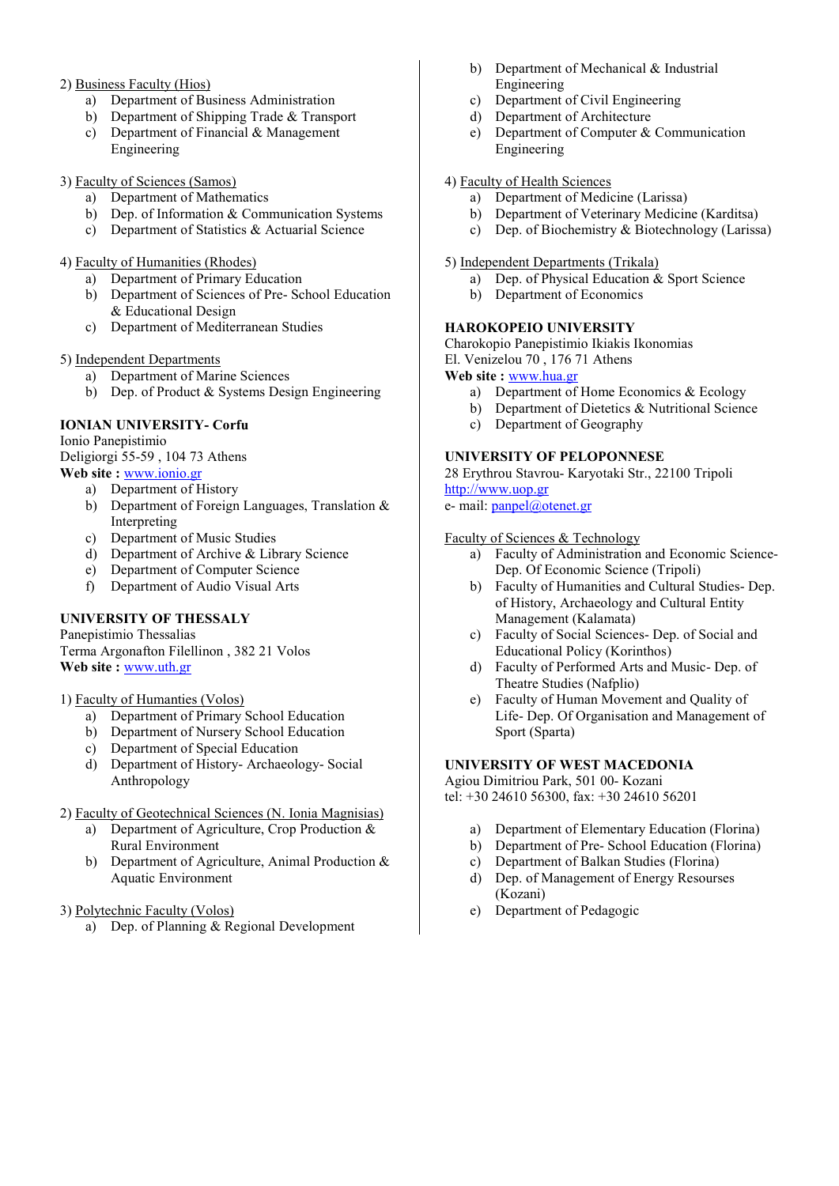2) Business Faculty (Hios)

a) Department of Business Administration
b) Department of Shipping Trade & Transport
c) Department of Financial & Management Engineering

3) Faculty of Sciences (Samos)

a) Department of Mathematics
b) Dep. of Information & Communication Systems
c) Department of Statistics & Actuarial Science

4) Faculty of Humanities (Rhodes)

a) Department of Primary Education
b) Department of Sciences of Pre- School Education & Educational Design
c) Department of Mediterranean Studies

5) Independent Departments

a) Department of Marine Sciences
b) Dep. of Product & Systems Design Engineering

**IONIAN UNIVERSITY- Corfu**

Ionio Panepistimio
Deligiorgi 55-59 , 104 73 Athens
**Web site :** www.ionio.gr

a) Department of History
b) Department of Foreign Languages, Translation & Interpreting
c) Department of Music Studies
d) Department of Archive & Library Science
e) Department of Computer Science
f) Department of Audio Visual Arts

**UNIVERSITY OF THESSALY**

Panepistimio Thessalias
Terma Argonafton Filellinon , 382 21 Volos
**Web site :** www.uth.gr

1) Faculty of Humanties (Volos)

a) Department of Primary School Education
b) Department of Nursery School Education
c) Department of Special Education
d) Department of History- Archaeology- Social Anthropology

2) Faculty of Geotechnical Sciences (N. Ionia Magnisias)

a) Department of Agriculture, Crop Production & Rural Environment
b) Department of Agriculture, Animal Production & Aquatic Environment

3) Polytechnic Faculty (Volos)

a) Dep. of Planning & Regional Development
b) Department of Mechanical & Industrial Engineering
c) Department of Civil Engineering
d) Department of Architecture
e) Department of Computer & Communication Engineering

4) Faculty of Health Sciences

a) Department of Medicine (Larissa)
b) Department of Veterinary Medicine (Karditsa)
c) Dep. of Biochemistry & Biotechnology (Larissa)

5) Independent Departments (Trikala)

a) Dep. of Physical Education & Sport Science
b) Department of Economics

**HAROKOPEIO UNIVERSITY**

Charokopio Panepistimio Ikiakis Ikonomias
El. Venizelou 70 , 176 71 Athens
**Web site :** www.hua.gr

a) Department of Home Economics & Ecology
b) Department of Dietetics & Nutritional Science
c) Department of Geography

**UNIVERSITY OF PELOPONNESE**

28 Erythrou Stavrou- Karyotaki Str., 22100 Tripoli
http://www.uop.gr
e- mail: panpel@otenet.gr

Faculty of Sciences & Technology

a) Faculty of Administration and Economic Science- Dep. Of Economic Science (Tripoli)
b) Faculty of Humanities and Cultural Studies- Dep. of History, Archaeology and Cultural Entity Management (Kalamata)
c) Faculty of Social Sciences- Dep. of Social and Educational Policy (Korinthos)
d) Faculty of Performed Arts and Music- Dep. of Theatre Studies (Nafplio)
e) Faculty of Human Movement and Quality of Life- Dep. Of Organisation and Management of Sport (Sparta)

**UNIVERSITY OF WEST MACEDONIA**

Agiou Dimitriou Park, 501 00- Kozani
tel: +30 24610 56300, fax: +30 24610 56201

a) Department of Elementary Education (Florina)
b) Department of Pre- School Education (Florina)
c) Department of Balkan Studies (Florina)
d) Dep. of Management of Energy Resourses (Kozani)
e) Department of Pedagogic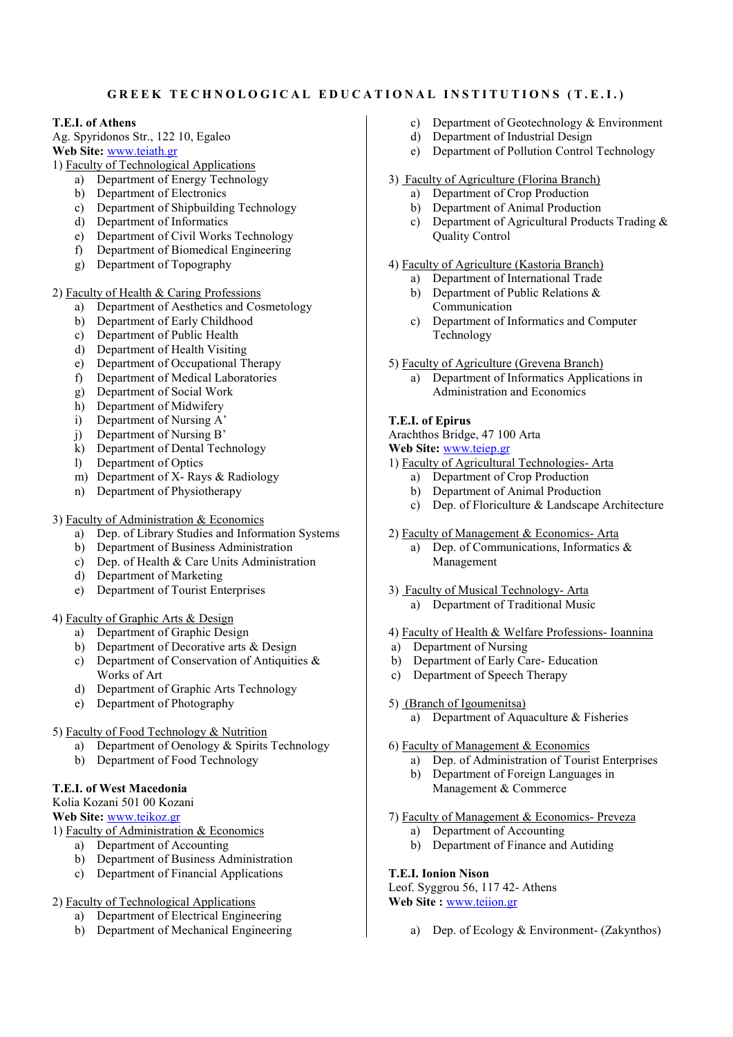# GREEK TECHNOLOGICAL EDUCATIONAL INSTITUTIONS (T.E.I.)

**T.E.I. of Athens**
Ag. Spyridonos Str., 122 10, Egaleo
**Web Site:** www.teiath.gr

1) Faculty of Technological Applications
   a) Department of Energy Technology
   b) Department of Electronics
   c) Department of Shipbuilding Technology
   d) Department of Informatics
   e) Department of Civil Works Technology
   f) Department of Biomedical Engineering
   g) Department of Topography

2) Faculty of Health & Caring Professions
   a) Department of Aesthetics and Cosmetology
   b) Department of Early Childhood
   c) Department of Public Health
   d) Department of Health Visiting
   e) Department of Occupational Therapy
   f) Department of Medical Laboratories
   g) Department of Social Work
   h) Department of Midwifery
   i) Department of Nursing A'
   j) Department of Nursing B'
   k) Department of Dental Technology
   l) Department of Optics
   m) Department of X- Rays & Radiology
   n) Department of Physiotherapy

3) Faculty of Administration & Economics
   a) Dep. of Library Studies and Information Systems
   b) Department of Business Administration
   c) Dep. of Health & Care Units Administration
   d) Department of Marketing
   e) Department of Tourist Enterprises

4) Faculty of Graphic Arts & Design
   a) Department of Graphic Design
   b) Department of Decorative arts & Design
   c) Department of Conservation of Antiquities & Works of Art
   d) Department of Graphic Arts Technology
   e) Department of Photography

5) Faculty of Food Technology & Nutrition
   a) Department of Oenology & Spirits Technology
   b) Department of Food Technology

**T.E.I. of West Macedonia**
Kolia Kozani 501 00 Kozani
**Web Site:** www.teikoz.gr

1) Faculty of Administration & Economics
   a) Department of Accounting
   b) Department of Business Administration
   c) Department of Financial Applications

2) Faculty of Technological Applications
   a) Department of Electrical Engineering
   b) Department of Mechanical Engineering
   c) Department of Geotechnology & Environment
   d) Department of Industrial Design
   e) Department of Pollution Control Technology

3) Faculty of Agriculture (Florina Branch)
   a) Department of Crop Production
   b) Department of Animal Production
   c) Department of Agricultural Products Trading & Quality Control

4) Faculty of Agriculture (Kastoria Branch)
   a) Department of International Trade
   b) Department of Public Relations & Communication
   c) Department of Informatics and Computer Technology

5) Faculty of Agriculture (Grevena Branch)
   a) Department of Informatics Applications in Administration and Economics

**T.E.I. of Epirus**
Arachthos Bridge, 47 100 Arta
**Web Site:** www.teiep.gr

1) Faculty of Agricultural Technologies- Arta
   a) Department of Crop Production
   b) Department of Animal Production
   c) Dep. of Floriculture & Landscape Architecture

2) Faculty of Management & Economics- Arta
   a) Dep. of Communications, Informatics & Management

3) Faculty of Musical Technology- Arta
   a) Department of Traditional Music

4) Faculty of Health & Welfare Professions- Ioannina
   a) Department of Nursing
   b) Department of Early Care- Education
   c) Department of Speech Therapy

5) (Branch of Igoumenitsa)
   a) Department of Aquaculture & Fisheries

6) Faculty of Management & Economics
   a) Dep. of Administration of Tourist Enterprises
   b) Department of Foreign Languages in Management & Commerce

7) Faculty of Management & Economics- Preveza
   a) Department of Accounting
   b) Department of Finance and Autiding

**T.E.I. Ionion Nison**
Leof. Syggrou 56, 117 42- Athens
**Web Site :** www.teiion.gr

   a) Dep. of Ecology & Environment- (Zakynthos)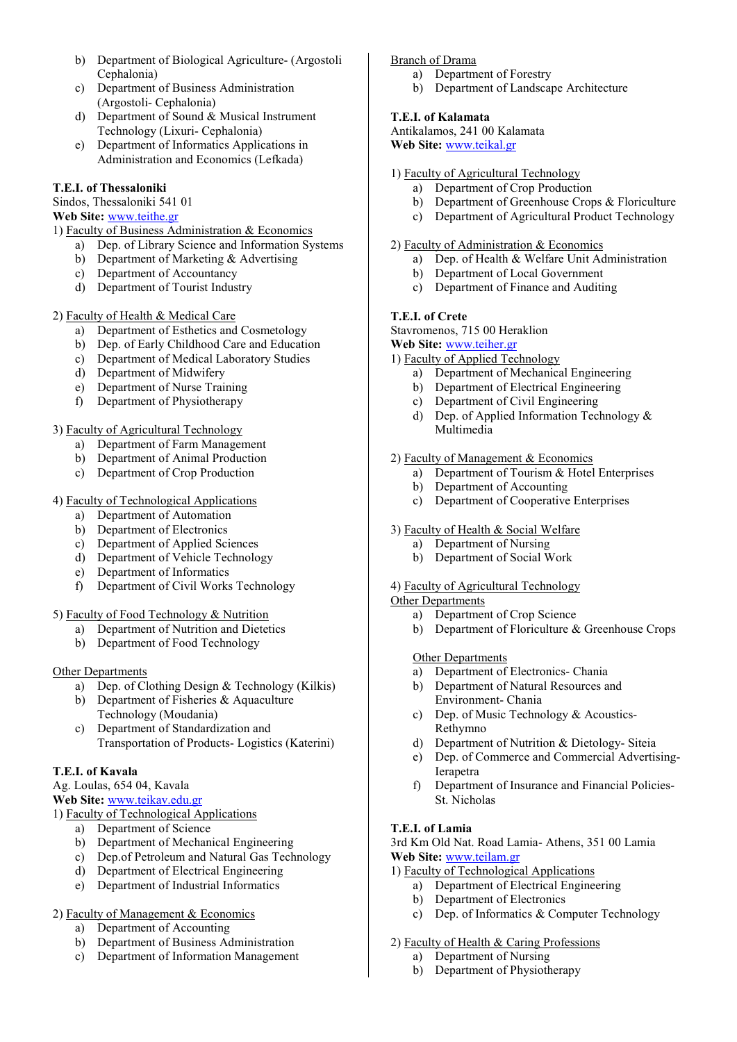b) Department of Biological Agriculture- (Argostoli Cephalonia)
c) Department of Business Administration (Argostoli- Cephalonia)
d) Department of Sound & Musical Instrument Technology (Lixuri- Cephalonia)
e) Department of Informatics Applications in Administration and Economics (Lefkada)

**T.E.I. of Thessaloniki**
Sindos, Thessaloniki 541 01
**Web Site:** www.teithe.gr

1) Faculty of Business Administration & Economics
   a) Dep. of Library Science and Information Systems
   b) Department of Marketing & Advertising
   c) Department of Accountancy
   d) Department of Tourist Industry

2) Faculty of Health & Medical Care
   a) Department of Esthetics and Cosmetology
   b) Dep. of Early Childhood Care and Education
   c) Department of Medical Laboratory Studies
   d) Department of Midwifery
   e) Department of Nurse Training
   f) Department of Physiotherapy

3) Faculty of Agricultural Technology
   a) Department of Farm Management
   b) Department of Animal Production
   c) Department of Crop Production

4) Faculty of Technological Applications
   a) Department of Automation
   b) Department of Electronics
   c) Department of Applied Sciences
   d) Department of Vehicle Technology
   e) Department of Informatics
   f) Department of Civil Works Technology

5) Faculty of Food Technology & Nutrition
   a) Department of Nutrition and Dietetics
   b) Department of Food Technology

Other Departments
   a) Dep. of Clothing Design & Technology (Kilkis)
   b) Department of Fisheries & Aquaculture Technology (Moudania)
   c) Department of Standardization and Transportation of Products- Logistics (Katerini)

**T.E.I. of Kavala**
Ag. Loulas, 654 04, Kavala
**Web Site:** www.teikav.edu.gr

1) Faculty of Technological Applications
   a) Department of Science
   b) Department of Mechanical Engineering
   c) Dep.of Petroleum and Natural Gas Technology
   d) Department of Electrical Engineering
   e) Department of Industrial Informatics

2) Faculty of Management & Economics
   a) Department of Accounting
   b) Department of Business Administration
   c) Department of Information Management

Branch of Drama
   a) Department of Forestry
   b) Department of Landscape Architecture

**T.E.I. of Kalamata**
Antikalamos, 241 00 Kalamata
**Web Site:** www.teikal.gr

1) Faculty of Agricultural Technology
   a) Department of Crop Production
   b) Department of Greenhouse Crops & Floriculture
   c) Department of Agricultural Product Technology

2) Faculty of Administration & Economics
   a) Dep. of Health & Welfare Unit Administration
   b) Department of Local Government
   c) Department of Finance and Auditing

**T.E.I. of Crete**
Stavromenos, 715 00 Heraklion
**Web Site:** www.teiher.gr

1) Faculty of Applied Technology
   a) Department of Mechanical Engineering
   b) Department of Electrical Engineering
   c) Department of Civil Engineering
   d) Dep. of Applied Information Technology & Multimedia

2) Faculty of Management & Economics
   a) Department of Tourism & Hotel Enterprises
   b) Department of Accounting
   c) Department of Cooperative Enterprises

3) Faculty of Health & Social Welfare
   a) Department of Nursing
   b) Department of Social Work

4) Faculty of Agricultural Technology

Other Departments
   a) Department of Crop Science
   b) Department of Floriculture & Greenhouse Crops

Other Departments
   a) Department of Electronics- Chania
   b) Department of Natural Resources and Environment- Chania
   c) Dep. of Music Technology & Acoustics- Rethymno
   d) Department of Nutrition & Dietology- Siteia
   e) Dep. of Commerce and Commercial Advertising- Ierapetra
   f) Department of Insurance and Financial Policies- St. Nicholas

**T.E.I. of Lamia**
3rd Km Old Nat. Road Lamia- Athens, 351 00 Lamia
**Web Site:** www.teilam.gr

1) Faculty of Technological Applications
   a) Department of Electrical Engineering
   b) Department of Electronics
   c) Dep. of Informatics & Computer Technology

2) Faculty of Health & Caring Professions
   a) Department of Nursing
   b) Department of Physiotherapy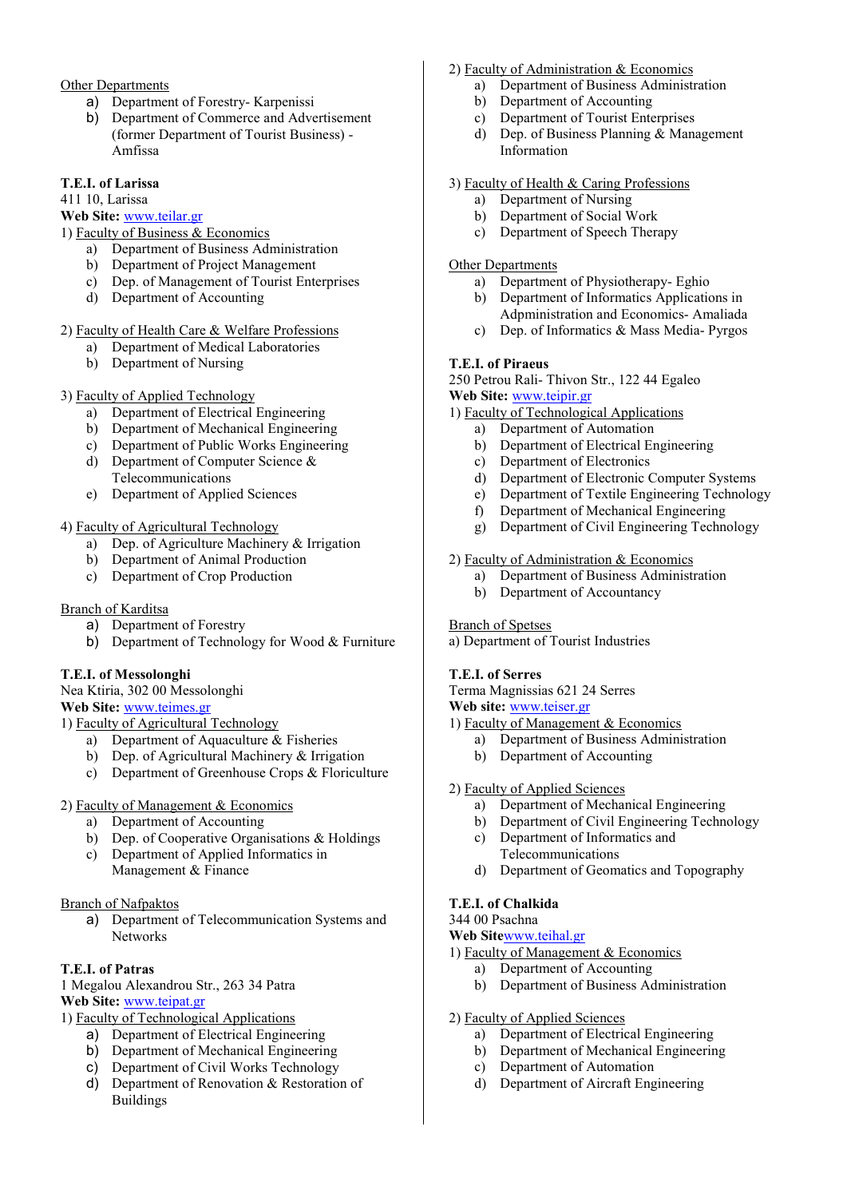Other Departments

a) Department of Forestry- Karpenissi
b) Department of Commerce and Advertisement (former Department of Tourist Business) - Amfissa

**T.E.I. of Larissa**
411 10, Larissa
**Web Site:** www.teilar.gr

1) Faculty of Business & Economics
 a) Department of Business Administration
 b) Department of Project Management
 c) Dep. of Management of Tourist Enterprises
 d) Department of Accounting

2) Faculty of Health Care & Welfare Professions
 a) Department of Medical Laboratories
 b) Department of Nursing

3) Faculty of Applied Technology
 a) Department of Electrical Engineering
 b) Department of Mechanical Engineering
 c) Department of Public Works Engineering
 d) Department of Computer Science & Telecommunications
 e) Department of Applied Sciences

4) Faculty of Agricultural Technology
 a) Dep. of Agriculture Machinery & Irrigation
 b) Department of Animal Production
 c) Department of Crop Production

Branch of Karditsa

a) Department of Forestry
b) Department of Technology for Wood & Furniture

**T.E.I. of Messolonghi**
Nea Ktiria, 302 00 Messolonghi
**Web Site:** www.teimes.gr

1) Faculty of Agricultural Technology
 a) Department of Aquaculture & Fisheries
 b) Dep. of Agricultural Machinery & Irrigation
 c) Department of Greenhouse Crops & Floriculture

2) Faculty of Management & Economics
 a) Department of Accounting
 b) Dep. of Cooperative Organisations & Holdings
 c) Department of Applied Informatics in Management & Finance

Branch of Nafpaktos

a) Department of Telecommunication Systems and Networks

**T.E.I. of Patras**
1 Megalou Alexandrou Str., 263 34 Patra
**Web Site:** www.teipat.gr

1) Faculty of Technological Applications
 a) Department of Electrical Engineering
 b) Department of Mechanical Engineering
 c) Department of Civil Works Technology
 d) Department of Renovation & Restoration of Buildings

2) Faculty of Administration & Economics
 a) Department of Business Administration
 b) Department of Accounting
 c) Department of Tourist Enterprises
 d) Dep. of Business Planning & Management Information

3) Faculty of Health & Caring Professions
 a) Department of Nursing
 b) Department of Social Work
 c) Department of Speech Therapy

Other Departments

a) Department of Physiotherapy- Eghio
b) Department of Informatics Applications in Adpministration and Economics- Amaliada
c) Dep. of Informatics & Mass Media- Pyrgos

**T.E.I. of Piraeus**
250 Petrou Rali- Thivon Str., 122 44 Egaleo
**Web Site:** www.teipir.gr

1) Faculty of Technological Applications
 a) Department of Automation
 b) Department of Electrical Engineering
 c) Department of Electronics
 d) Department of Electronic Computer Systems
 e) Department of Textile Engineering Technology
 f) Department of Mechanical Engineering
 g) Department of Civil Engineering Technology

2) Faculty of Administration & Economics
 a) Department of Business Administration
 b) Department of Accountancy

Branch of Spetses

a) Department of Tourist Industries

**T.E.I. of Serres**
Terma Magnissias 621 24 Serres
**Web site:** www.teiser.gr

1) Faculty of Management & Economics
 a) Department of Business Administration
 b) Department of Accounting

2) Faculty of Applied Sciences
 a) Department of Mechanical Engineering
 b) Department of Civil Engineering Technology
 c) Department of Informatics and Telecommunications
 d) Department of Geomatics and Topography

**T.E.I. of Chalkida**
344 00 Psachna
**Web Site**www.teihal.gr

1) Faculty of Management & Economics
 a) Department of Accounting
 b) Department of Business Administration

2) Faculty of Applied Sciences
 a) Department of Electrical Engineering
 b) Department of Mechanical Engineering
 c) Department of Automation
 d) Department of Aircraft Engineering